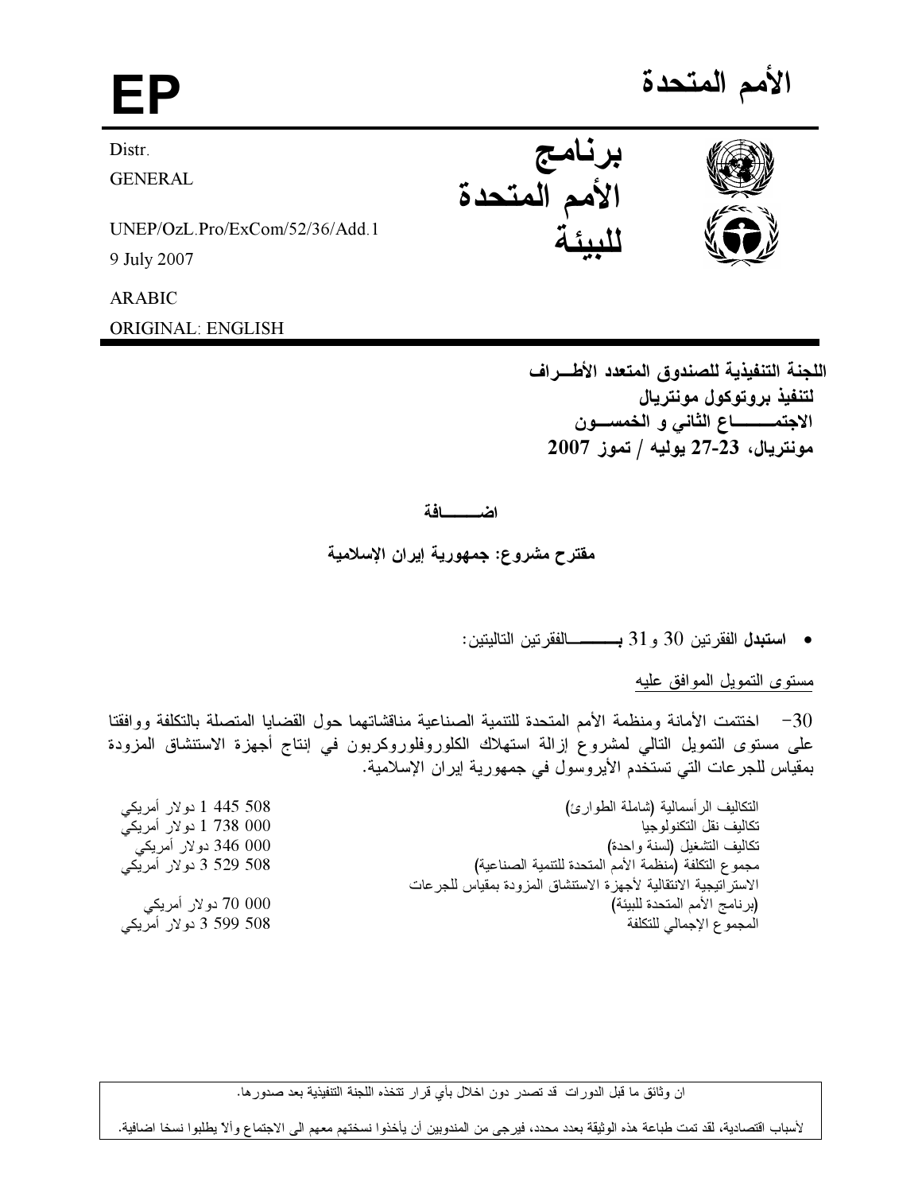# الأمم المتحدة

# EP

برنامج الأمم المتحدة للبيئة

Distr.
GENERAL

UNEP/OzL.Pro/ExCom/52/36/Add.1
9 July 2007

ARABIC
ORIGINAL: ENGLISH

**اللجنة التنفيذية للصندوق المتعدد الأطـراف لتنفيذ بروتوكول مونتريال**
**الاجتمـــــــاع الثاني و الخمســـون**
**مونتريال، 23-27 يوليه / تموز 2007**

**اضـــــــافة**

**مقترح مشروع: جمهورية إيران الإسلامية**

- **استبدل** الفقرتين 30 و31 بـــــــــالفقرتين التاليتين:

مستوى التمويل الموافق عليه

30- اختتمت الأمانة ومنظمة الأمم المتحدة للتنمية الصناعية مناقشاتهما حول القضايا المتصلة بالتكلفة ووافقتا على مستوى التمويل التالي لمشروع إزالة استهلاك الكلوروفلوروكربون في إنتاج أجهزة الاستنشاق المزودة بمقياس للجرعات التي تستخدم الأيروسول في جمهورية إيران الإسلامية.

| | |
|---|---|
| التكاليف الرأسمالية (شاملة الطوارئ) | 1 445 508 دولار أمريكي |
| تكاليف نقل التكنولوجيا | 1 738 000 دولار أمريكي |
| تكاليف التشغيل (لسنة واحدة) | 346 000 دولار أمريكي |
| مجموع التكلفة (منظمة الأمم المتحدة للتنمية الصناعية) | 3 529 508 دولار أمريكي |
| الاستراتيجية الانتقالية لأجهزة الاستنشاق المزودة بمقياس للجرعات (برنامج الأمم المتحدة للبيئة) | 70 000 دولار أمريكي |
| المجموع الإجمالي للتكلفة | 3 599 508 دولار أمريكي |

ان وثائق ما قبل الدورات قد تصدر دون اخلال بأي قرار تتخذه اللجنة التنفيذية بعد صدورها.

لأسباب اقتصادية، لقد تمت طباعة هذه الوثيقة بعدد محدد، فيرجى من المندوبين أن يأخذوا نسختهم معهم الى الاجتماع وألا يطلبوا نسخا اضافية.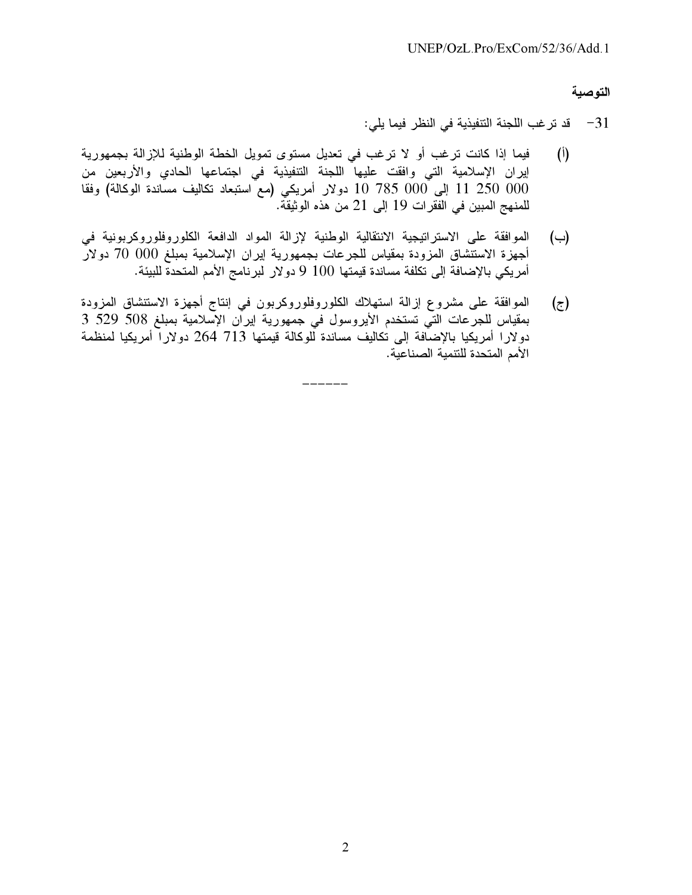**التوصية**

31- قد ترغب اللجنة التنفيذية في النظر فيما يلي:

(أ) فيما إذا كانت ترغب أو لا ترغب في تعديل مستوى تمويل الخطة الوطنية للإزالة بجمهورية إيران الإسلامية التي وافقت عليها اللجنة التنفيذية في اجتماعها الحادي والأربعين من 000 250 11 إلى 000 785 10 دولار أمريكي (مع استبعاد تكاليف مساندة الوكالة) وفقا للمنهج المبين في الفقرات 19 إلى 21 من هذه الوثيقة.

(ب) الموافقة على الاستراتيجية الانتقالية الوطنية لإزالة المواد الدافعة الكلوروفلوروكربونية في أجهزة الاستنشاق المزودة بمقياس للجرعات بجمهورية إيران الإسلامية بمبلغ 000 70 دولار أمريكي بالإضافة إلى تكلفة مساندة قيمتها 100 9 دولار لبرنامج الأمم المتحدة للبيئة.

(ج) الموافقة على مشروع إزالة استهلاك الكلوروفلوروكربون في إنتاج أجهزة الاستنشاق المزودة بمقياس للجرعات التي تستخدم الأيروسول في جمهورية إيران الإسلامية بمبلغ 508 529 3 دولارا أمريكيا بالإضافة إلى تكاليف مساندة للوكالة قيمتها 713 264 دولارا أمريكيا لمنظمة الأمم المتحدة للتنمية الصناعية.

------